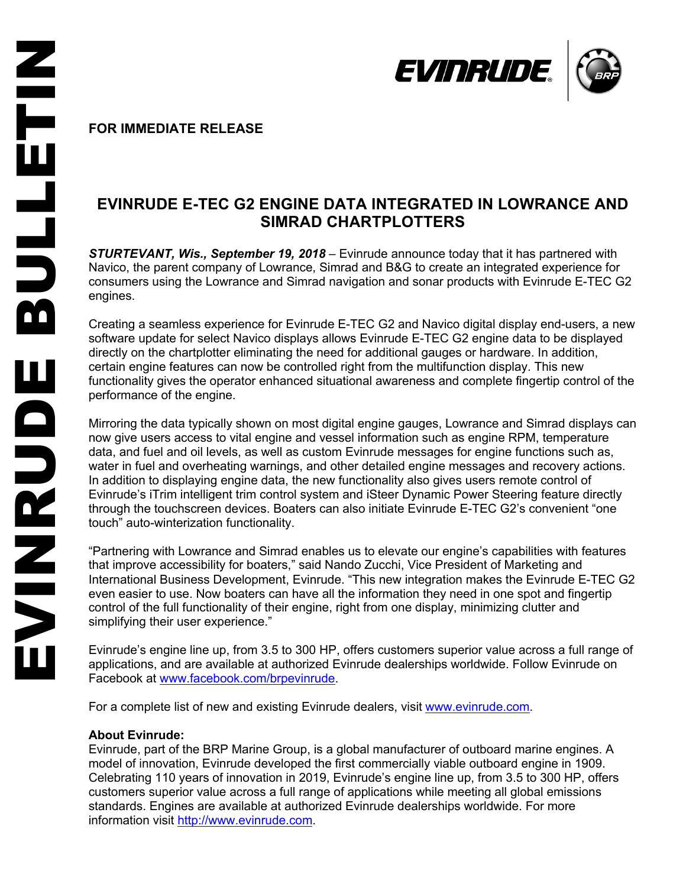**FOR IMMEDIATE RELEASE**

# EVINRUDE E-TEC G2 ENGINE DATA INTEGRATED IN LOWRANCE AND SIMRAD CHARTPLOTTERS

***STURTEVANT, Wis., September 19, 2018*** – Evinrude announce today that it has partnered with Navico, the parent company of Lowrance, Simrad and B&G to create an integrated experience for consumers using the Lowrance and Simrad navigation and sonar products with Evinrude E-TEC G2 engines.

Creating a seamless experience for Evinrude E-TEC G2 and Navico digital display end-users, a new software update for select Navico displays allows Evinrude E-TEC G2 engine data to be displayed directly on the chartplotter eliminating the need for additional gauges or hardware. In addition, certain engine features can now be controlled right from the multifunction display. This new functionality gives the operator enhanced situational awareness and complete fingertip control of the performance of the engine.

Mirroring the data typically shown on most digital engine gauges, Lowrance and Simrad displays can now give users access to vital engine and vessel information such as engine RPM, temperature data, and fuel and oil levels, as well as custom Evinrude messages for engine functions such as, water in fuel and overheating warnings, and other detailed engine messages and recovery actions. In addition to displaying engine data, the new functionality also gives users remote control of Evinrude's iTrim intelligent trim control system and iSteer Dynamic Power Steering feature directly through the touchscreen devices. Boaters can also initiate Evinrude E-TEC G2's convenient "one touch" auto-winterization functionality.

"Partnering with Lowrance and Simrad enables us to elevate our engine's capabilities with features that improve accessibility for boaters," said Nando Zucchi, Vice President of Marketing and International Business Development, Evinrude. "This new integration makes the Evinrude E-TEC G2 even easier to use. Now boaters can have all the information they need in one spot and fingertip control of the full functionality of their engine, right from one display, minimizing clutter and simplifying their user experience."

Evinrude's engine line up, from 3.5 to 300 HP, offers customers superior value across a full range of applications, and are available at authorized Evinrude dealerships worldwide. Follow Evinrude on Facebook at [www.facebook.com/brpevinrude](http://www.facebook.com/brpevinrude).

For a complete list of new and existing Evinrude dealers, visit [www.evinrude.com](http://www.evinrude.com).

**About Evinrude:**
Evinrude, part of the BRP Marine Group, is a global manufacturer of outboard marine engines. A model of innovation, Evinrude developed the first commercially viable outboard engine in 1909. Celebrating 110 years of innovation in 2019, Evinrude's engine line up, from 3.5 to 300 HP, offers customers superior value across a full range of applications while meeting all global emissions standards. Engines are available at authorized Evinrude dealerships worldwide. For more information visit [http://www.evinrude.com](http://www.evinrude.com).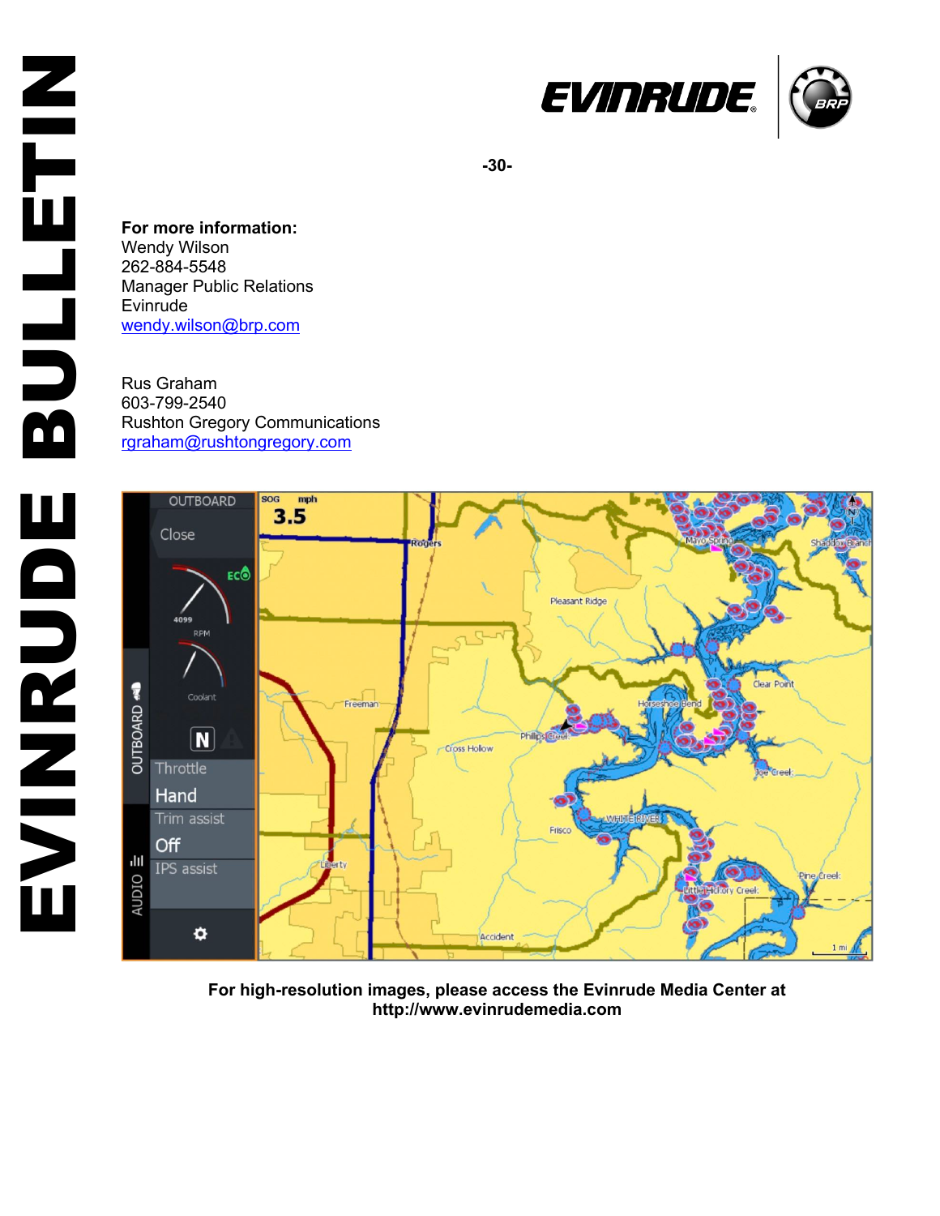-30-

**For more information:**
Wendy Wilson
262-884-5548
Manager Public Relations
Evinrude
wendy.wilson@brp.com

Rus Graham
603-799-2540
Rushton Gregory Communications
rgraham@rushtongregory.com

**For high-resolution images, please access the Evinrude Media Center at http://www.evinrudemedia.com**